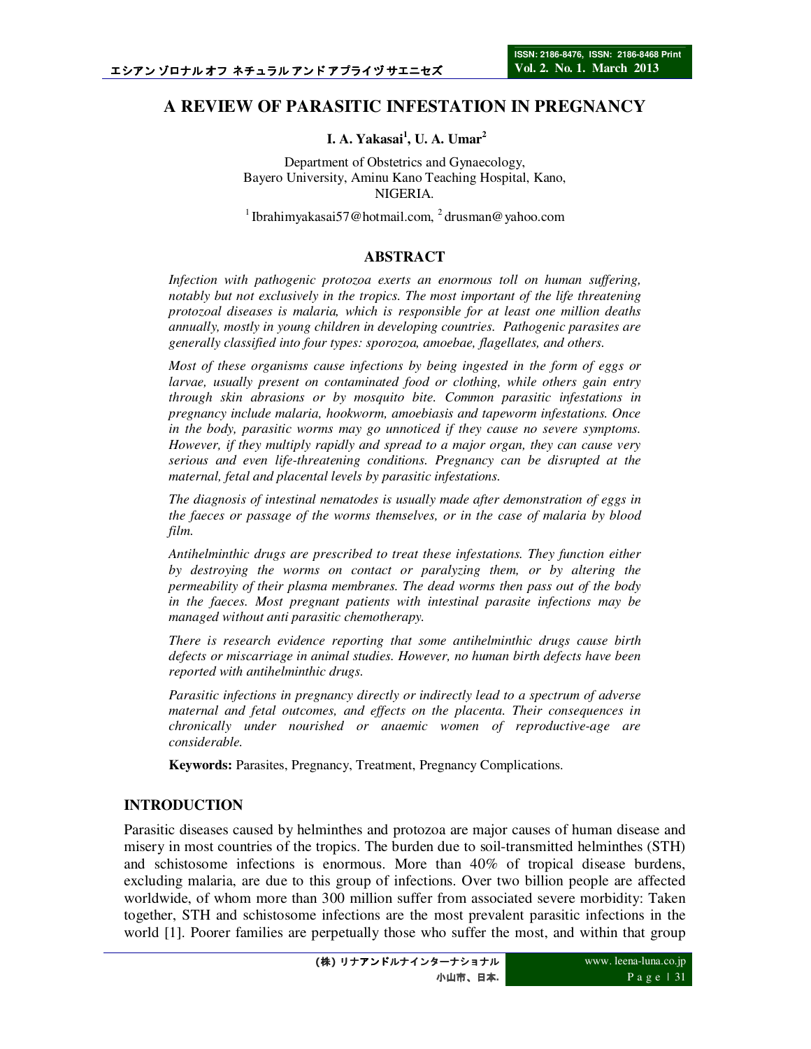# A REVIEW OF PARASITIC INFESTATION IN PREGNANCY

**I. A. Yakasai[1], U. A. Umar[2]**

Department of Obstetrics and Gynaecology,
Bayero University, Aminu Kano Teaching Hospital, Kano,
NIGERIA.

[1] Ibrahimyakasai57@hotmail.com, [2] drusman@yahoo.com

## ABSTRACT

*Infection with pathogenic protozoa exerts an enormous toll on human suffering, notably but not exclusively in the tropics. The most important of the life threatening protozoal diseases is malaria, which is responsible for at least one million deaths annually, mostly in young children in developing countries. Pathogenic parasites are generally classified into four types: sporozoa, amoebae, flagellates, and others.*

*Most of these organisms cause infections by being ingested in the form of eggs or larvae, usually present on contaminated food or clothing, while others gain entry through skin abrasions or by mosquito bite. Common parasitic infestations in pregnancy include malaria, hookworm, amoebiasis and tapeworm infestations. Once in the body, parasitic worms may go unnoticed if they cause no severe symptoms. However, if they multiply rapidly and spread to a major organ, they can cause very serious and even life-threatening conditions. Pregnancy can be disrupted at the maternal, fetal and placental levels by parasitic infestations.*

*The diagnosis of intestinal nematodes is usually made after demonstration of eggs in the faeces or passage of the worms themselves, or in the case of malaria by blood film.*

*Antihelminthic drugs are prescribed to treat these infestations. They function either by destroying the worms on contact or paralyzing them, or by altering the permeability of their plasma membranes. The dead worms then pass out of the body in the faeces. Most pregnant patients with intestinal parasite infections may be managed without anti parasitic chemotherapy.*

*There is research evidence reporting that some antihelminthic drugs cause birth defects or miscarriage in animal studies. However, no human birth defects have been reported with antihelminthic drugs.*

*Parasitic infections in pregnancy directly or indirectly lead to a spectrum of adverse maternal and fetal outcomes, and effects on the placenta. Their consequences in chronically under nourished or anaemic women of reproductive-age are considerable.*

**Keywords:** Parasites, Pregnancy, Treatment, Pregnancy Complications.

## INTRODUCTION

Parasitic diseases caused by helminthes and protozoa are major causes of human disease and misery in most countries of the tropics. The burden due to soil-transmitted helminthes (STH) and schistosome infections is enormous. More than 40% of tropical disease burdens, excluding malaria, are due to this group of infections. Over two billion people are affected worldwide, of whom more than 300 million suffer from associated severe morbidity: Taken together, STH and schistosome infections are the most prevalent parasitic infections in the world [1]. Poorer families are perpetually those who suffer the most, and within that group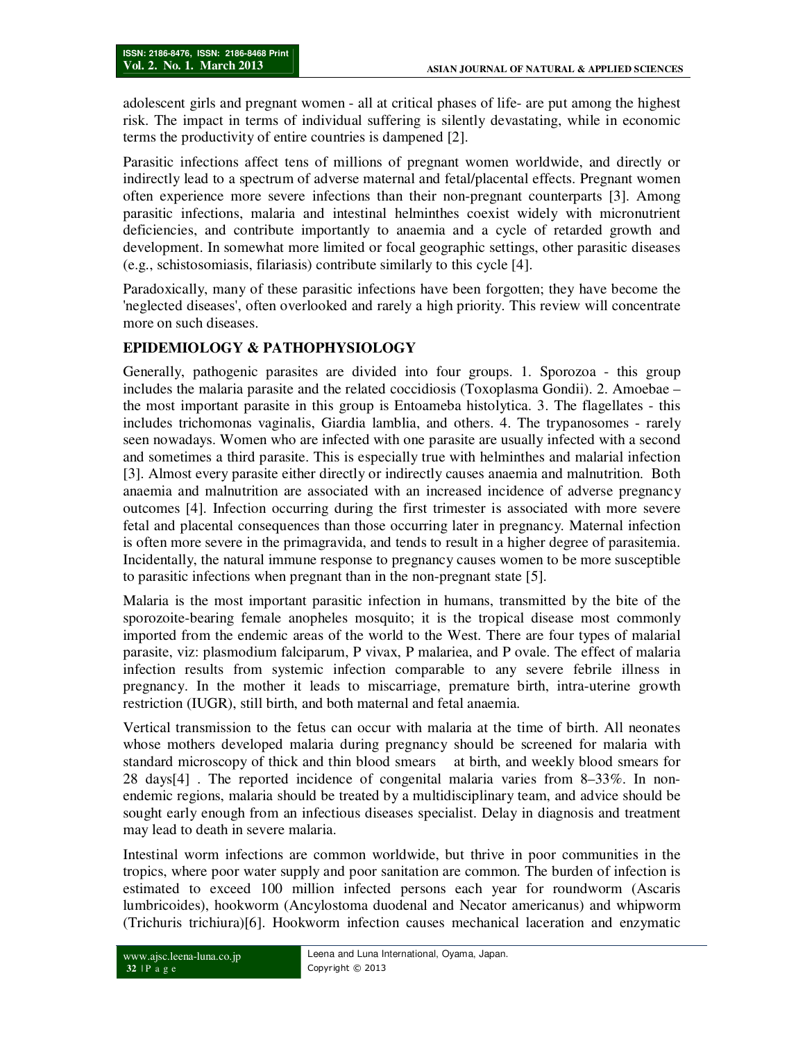adolescent girls and pregnant women - all at critical phases of life- are put among the highest risk. The impact in terms of individual suffering is silently devastating, while in economic terms the productivity of entire countries is dampened [2].

Parasitic infections affect tens of millions of pregnant women worldwide, and directly or indirectly lead to a spectrum of adverse maternal and fetal/placental effects. Pregnant women often experience more severe infections than their non-pregnant counterparts [3]. Among parasitic infections, malaria and intestinal helminthes coexist widely with micronutrient deficiencies, and contribute importantly to anaemia and a cycle of retarded growth and development. In somewhat more limited or focal geographic settings, other parasitic diseases (e.g., schistosomiasis, filariasis) contribute similarly to this cycle [4].

Paradoxically, many of these parasitic infections have been forgotten; they have become the 'neglected diseases', often overlooked and rarely a high priority. This review will concentrate more on such diseases.

## EPIDEMIOLOGY & PATHOPHYSIOLOGY

Generally, pathogenic parasites are divided into four groups. 1. Sporozoa - this group includes the malaria parasite and the related coccidiosis (Toxoplasma Gondii). 2. Amoebae – the most important parasite in this group is Entoameba histolytica. 3. The flagellates - this includes trichomonas vaginalis, Giardia lamblia, and others. 4. The trypanosomes - rarely seen nowadays. Women who are infected with one parasite are usually infected with a second and sometimes a third parasite. This is especially true with helminthes and malarial infection [3]. Almost every parasite either directly or indirectly causes anaemia and malnutrition. Both anaemia and malnutrition are associated with an increased incidence of adverse pregnancy outcomes [4]. Infection occurring during the first trimester is associated with more severe fetal and placental consequences than those occurring later in pregnancy. Maternal infection is often more severe in the primagravida, and tends to result in a higher degree of parasitemia. Incidentally, the natural immune response to pregnancy causes women to be more susceptible to parasitic infections when pregnant than in the non-pregnant state [5].

Malaria is the most important parasitic infection in humans, transmitted by the bite of the sporozoite-bearing female anopheles mosquito; it is the tropical disease most commonly imported from the endemic areas of the world to the West. There are four types of malarial parasite, viz: plasmodium falciparum, P vivax, P malariea, and P ovale. The effect of malaria infection results from systemic infection comparable to any severe febrile illness in pregnancy. In the mother it leads to miscarriage, premature birth, intra-uterine growth restriction (IUGR), still birth, and both maternal and fetal anaemia.

Vertical transmission to the fetus can occur with malaria at the time of birth. All neonates whose mothers developed malaria during pregnancy should be screened for malaria with standard microscopy of thick and thin blood smears at birth, and weekly blood smears for 28 days[4] . The reported incidence of congenital malaria varies from 8–33%. In non-endemic regions, malaria should be treated by a multidisciplinary team, and advice should be sought early enough from an infectious diseases specialist. Delay in diagnosis and treatment may lead to death in severe malaria.

Intestinal worm infections are common worldwide, but thrive in poor communities in the tropics, where poor water supply and poor sanitation are common. The burden of infection is estimated to exceed 100 million infected persons each year for roundworm (Ascaris lumbricoides), hookworm (Ancylostoma duodenal and Necator americanus) and whipworm (Trichuris trichiura)[6]. Hookworm infection causes mechanical laceration and enzymatic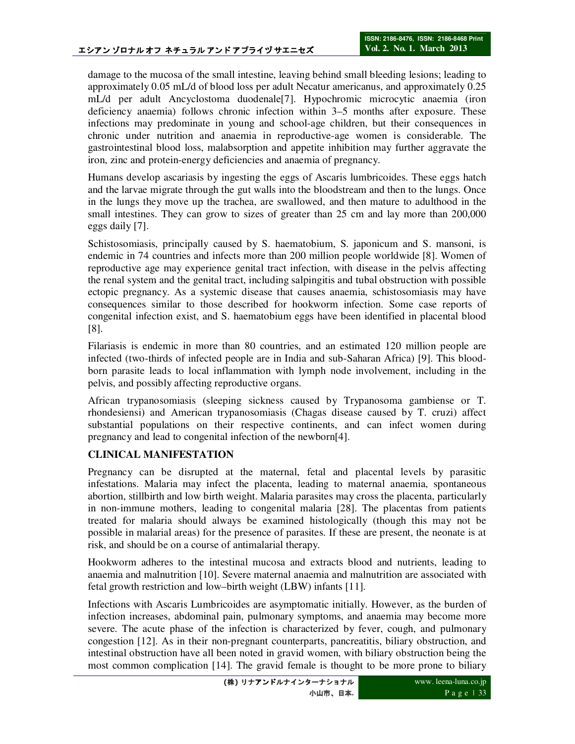damage to the mucosa of the small intestine, leaving behind small bleeding lesions; leading to approximately 0.05 mL/d of blood loss per adult Necatur americanus, and approximately 0.25 mL/d per adult Ancyclostoma duodenale[7]. Hypochromic microcytic anaemia (iron deficiency anaemia) follows chronic infection within 3–5 months after exposure. These infections may predominate in young and school-age children, but their consequences in chronic under nutrition and anaemia in reproductive-age women is considerable. The gastrointestinal blood loss, malabsorption and appetite inhibition may further aggravate the iron, zinc and protein-energy deficiencies and anaemia of pregnancy.

Humans develop ascariasis by ingesting the eggs of Ascaris lumbricoides. These eggs hatch and the larvae migrate through the gut walls into the bloodstream and then to the lungs. Once in the lungs they move up the trachea, are swallowed, and then mature to adulthood in the small intestines. They can grow to sizes of greater than 25 cm and lay more than 200,000 eggs daily [7].

Schistosomiasis, principally caused by S. haematobium, S. japonicum and S. mansoni, is endemic in 74 countries and infects more than 200 million people worldwide [8]. Women of reproductive age may experience genital tract infection, with disease in the pelvis affecting the renal system and the genital tract, including salpingitis and tubal obstruction with possible ectopic pregnancy. As a systemic disease that causes anaemia, schistosomiasis may have consequences similar to those described for hookworm infection. Some case reports of congenital infection exist, and S. haematobium eggs have been identified in placental blood [8].

Filariasis is endemic in more than 80 countries, and an estimated 120 million people are infected (two-thirds of infected people are in India and sub-Saharan Africa) [9]. This blood-born parasite leads to local inflammation with lymph node involvement, including in the pelvis, and possibly affecting reproductive organs.

African trypanosomiasis (sleeping sickness caused by Trypanosoma gambiense or T. rhondesiensi) and American trypanosomiasis (Chagas disease caused by T. cruzi) affect substantial populations on their respective continents, and can infect women during pregnancy and lead to congenital infection of the newborn[4].

## CLINICAL MANIFESTATION

Pregnancy can be disrupted at the maternal, fetal and placental levels by parasitic infestations. Malaria may infect the placenta, leading to maternal anaemia, spontaneous abortion, stillbirth and low birth weight. Malaria parasites may cross the placenta, particularly in non-immune mothers, leading to congenital malaria [28]. The placentas from patients treated for malaria should always be examined histologically (though this may not be possible in malarial areas) for the presence of parasites. If these are present, the neonate is at risk, and should be on a course of antimalarial therapy.

Hookworm adheres to the intestinal mucosa and extracts blood and nutrients, leading to anaemia and malnutrition [10]. Severe maternal anaemia and malnutrition are associated with fetal growth restriction and low–birth weight (LBW) infants [11].

Infections with Ascaris Lumbricoides are asymptomatic initially. However, as the burden of infection increases, abdominal pain, pulmonary symptoms, and anaemia may become more severe. The acute phase of the infection is characterized by fever, cough, and pulmonary congestion [12]. As in their non-pregnant counterparts, pancreatitis, biliary obstruction, and intestinal obstruction have all been noted in gravid women, with biliary obstruction being the most common complication [14]. The gravid female is thought to be more prone to biliary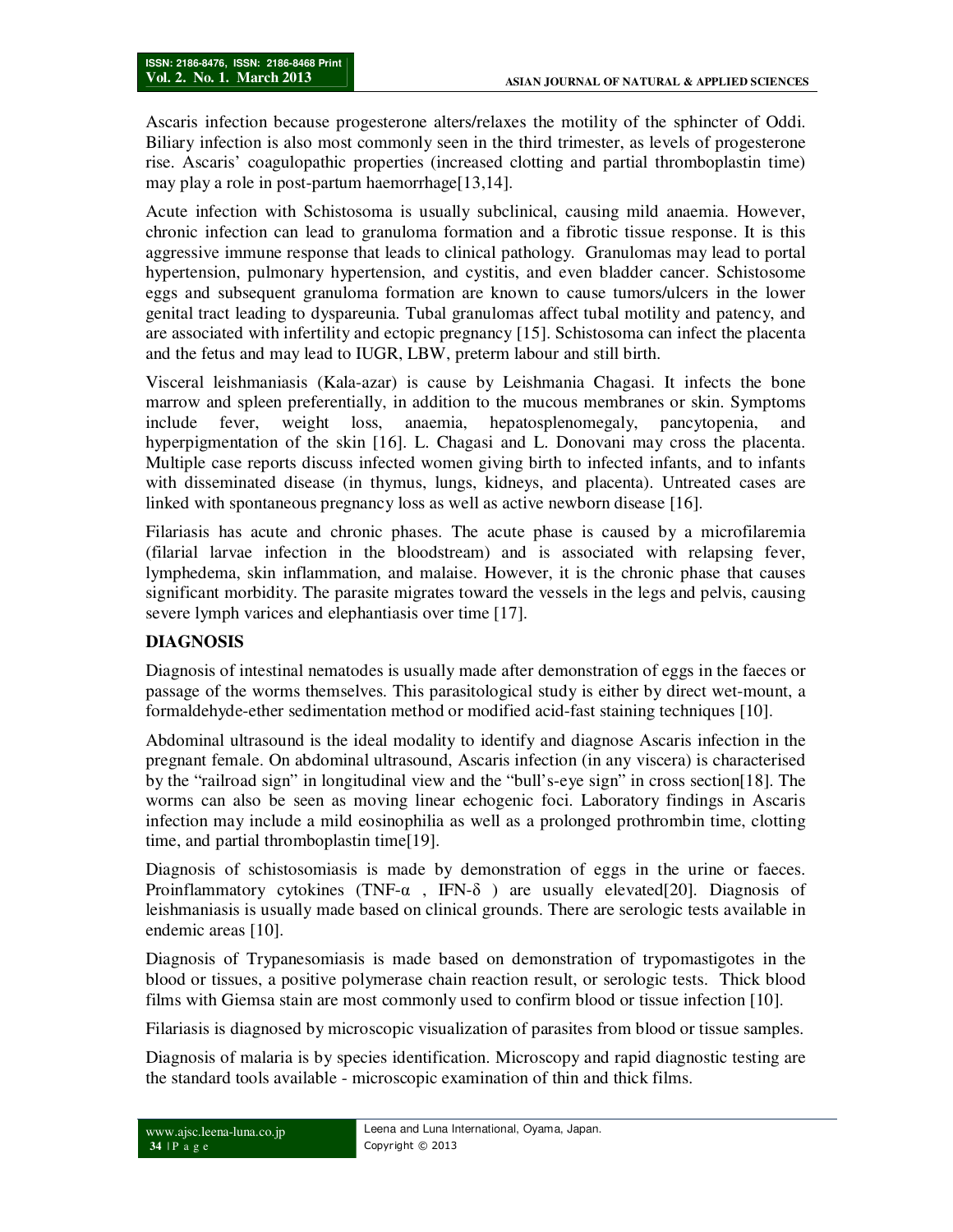Ascaris infection because progesterone alters/relaxes the motility of the sphincter of Oddi. Biliary infection is also most commonly seen in the third trimester, as levels of progesterone rise. Ascaris' coagulopathic properties (increased clotting and partial thromboplastin time) may play a role in post-partum haemorrhage[13,14].

Acute infection with Schistosoma is usually subclinical, causing mild anaemia. However, chronic infection can lead to granuloma formation and a fibrotic tissue response. It is this aggressive immune response that leads to clinical pathology. Granulomas may lead to portal hypertension, pulmonary hypertension, and cystitis, and even bladder cancer. Schistosome eggs and subsequent granuloma formation are known to cause tumors/ulcers in the lower genital tract leading to dyspareunia. Tubal granulomas affect tubal motility and patency, and are associated with infertility and ectopic pregnancy [15]. Schistosoma can infect the placenta and the fetus and may lead to IUGR, LBW, preterm labour and still birth.

Visceral leishmaniasis (Kala-azar) is cause by Leishmania Chagasi. It infects the bone marrow and spleen preferentially, in addition to the mucous membranes or skin. Symptoms include fever, weight loss, anaemia, hepatosplenomegaly, pancytopenia, and hyperpigmentation of the skin [16]. L. Chagasi and L. Donovani may cross the placenta. Multiple case reports discuss infected women giving birth to infected infants, and to infants with disseminated disease (in thymus, lungs, kidneys, and placenta). Untreated cases are linked with spontaneous pregnancy loss as well as active newborn disease [16].

Filariasis has acute and chronic phases. The acute phase is caused by a microfilaremia (filarial larvae infection in the bloodstream) and is associated with relapsing fever, lymphedema, skin inflammation, and malaise. However, it is the chronic phase that causes significant morbidity. The parasite migrates toward the vessels in the legs and pelvis, causing severe lymph varices and elephantiasis over time [17].

## DIAGNOSIS

Diagnosis of intestinal nematodes is usually made after demonstration of eggs in the faeces or passage of the worms themselves. This parasitological study is either by direct wet-mount, a formaldehyde-ether sedimentation method or modified acid-fast staining techniques [10].

Abdominal ultrasound is the ideal modality to identify and diagnose Ascaris infection in the pregnant female. On abdominal ultrasound, Ascaris infection (in any viscera) is characterised by the "railroad sign" in longitudinal view and the "bull's-eye sign" in cross section[18]. The worms can also be seen as moving linear echogenic foci. Laboratory findings in Ascaris infection may include a mild eosinophilia as well as a prolonged prothrombin time, clotting time, and partial thromboplastin time[19].

Diagnosis of schistosomiasis is made by demonstration of eggs in the urine or faeces. Proinflammatory cytokines (TNF-$\alpha$, IFN-$\delta$) are usually elevated[20]. Diagnosis of leishmaniasis is usually made based on clinical grounds. There are serologic tests available in endemic areas [10].

Diagnosis of Trypanesomiasis is made based on demonstration of trypomastigotes in the blood or tissues, a positive polymerase chain reaction result, or serologic tests. Thick blood films with Giemsa stain are most commonly used to confirm blood or tissue infection [10].

Filariasis is diagnosed by microscopic visualization of parasites from blood or tissue samples.

Diagnosis of malaria is by species identification. Microscopy and rapid diagnostic testing are the standard tools available - microscopic examination of thin and thick films.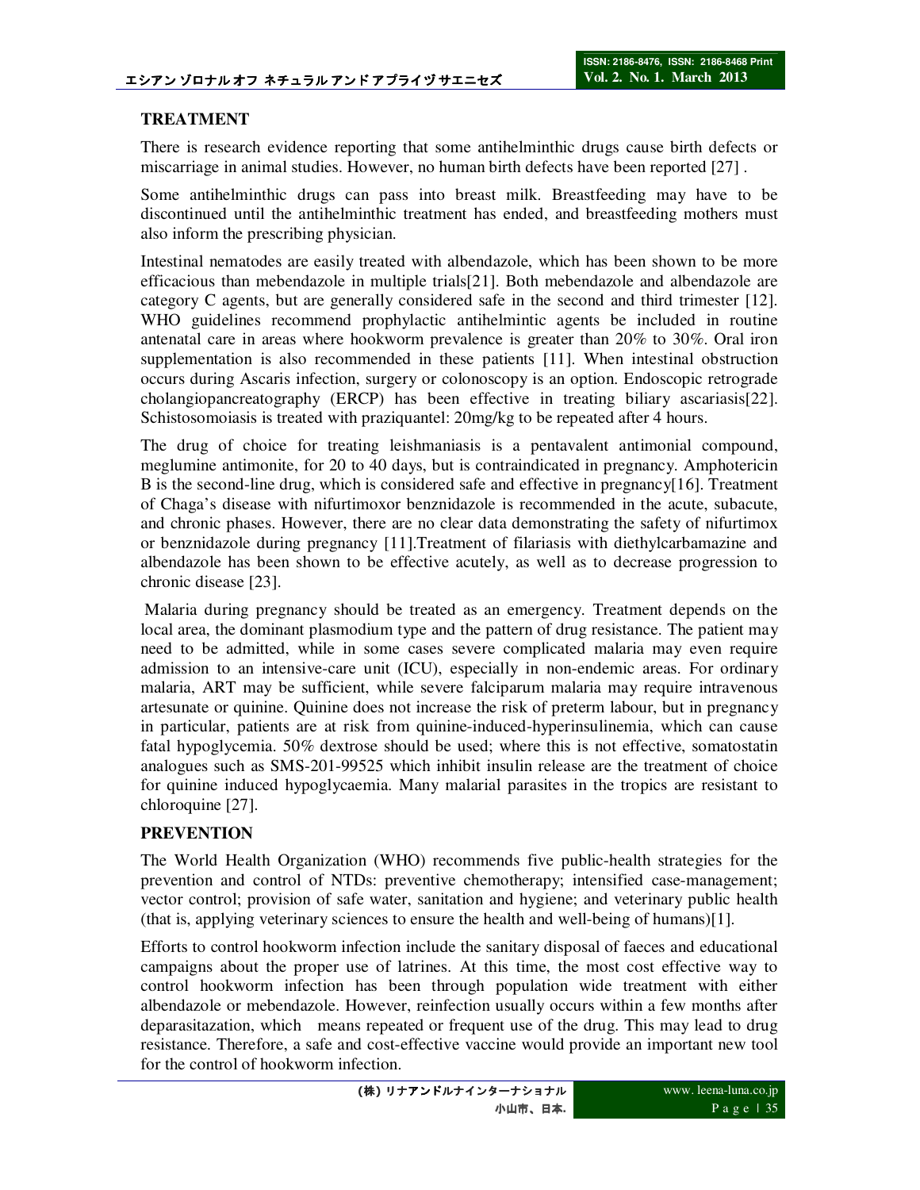## TREATMENT

There is research evidence reporting that some antihelminthic drugs cause birth defects or miscarriage in animal studies. However, no human birth defects have been reported [27] .

Some antihelminthic drugs can pass into breast milk. Breastfeeding may have to be discontinued until the antihelminthic treatment has ended, and breastfeeding mothers must also inform the prescribing physician.

Intestinal nematodes are easily treated with albendazole, which has been shown to be more efficacious than mebendazole in multiple trials[21]. Both mebendazole and albendazole are category C agents, but are generally considered safe in the second and third trimester [12]. WHO guidelines recommend prophylactic antihelmintic agents be included in routine antenatal care in areas where hookworm prevalence is greater than 20% to 30%. Oral iron supplementation is also recommended in these patients [11]. When intestinal obstruction occurs during Ascaris infection, surgery or colonoscopy is an option. Endoscopic retrograde cholangiopancreatography (ERCP) has been effective in treating biliary ascariasis[22]. Schistosomoiasis is treated with praziquantel: 20mg/kg to be repeated after 4 hours.

The drug of choice for treating leishmaniasis is a pentavalent antimonial compound, meglumine antimonite, for 20 to 40 days, but is contraindicated in pregnancy. Amphotericin B is the second-line drug, which is considered safe and effective in pregnancy[16]. Treatment of Chaga's disease with nifurtimoxor benznidazole is recommended in the acute, subacute, and chronic phases. However, there are no clear data demonstrating the safety of nifurtimox or benznidazole during pregnancy [11].Treatment of filariasis with diethylcarbamazine and albendazole has been shown to be effective acutely, as well as to decrease progression to chronic disease [23].

Malaria during pregnancy should be treated as an emergency. Treatment depends on the local area, the dominant plasmodium type and the pattern of drug resistance. The patient may need to be admitted, while in some cases severe complicated malaria may even require admission to an intensive-care unit (ICU), especially in non-endemic areas. For ordinary malaria, ART may be sufficient, while severe falciparum malaria may require intravenous artesunate or quinine. Quinine does not increase the risk of preterm labour, but in pregnancy in particular, patients are at risk from quinine-induced-hyperinsulinemia, which can cause fatal hypoglycemia. 50% dextrose should be used; where this is not effective, somatostatin analogues such as SMS-201-99525 which inhibit insulin release are the treatment of choice for quinine induced hypoglycaemia. Many malarial parasites in the tropics are resistant to chloroquine [27].

## PREVENTION

The World Health Organization (WHO) recommends five public-health strategies for the prevention and control of NTDs: preventive chemotherapy; intensified case-management; vector control; provision of safe water, sanitation and hygiene; and veterinary public health (that is, applying veterinary sciences to ensure the health and well-being of humans)[1].

Efforts to control hookworm infection include the sanitary disposal of faeces and educational campaigns about the proper use of latrines. At this time, the most cost effective way to control hookworm infection has been through population wide treatment with either albendazole or mebendazole. However, reinfection usually occurs within a few months after deparasitazation, which means repeated or frequent use of the drug. This may lead to drug resistance. Therefore, a safe and cost-effective vaccine would provide an important new tool for the control of hookworm infection.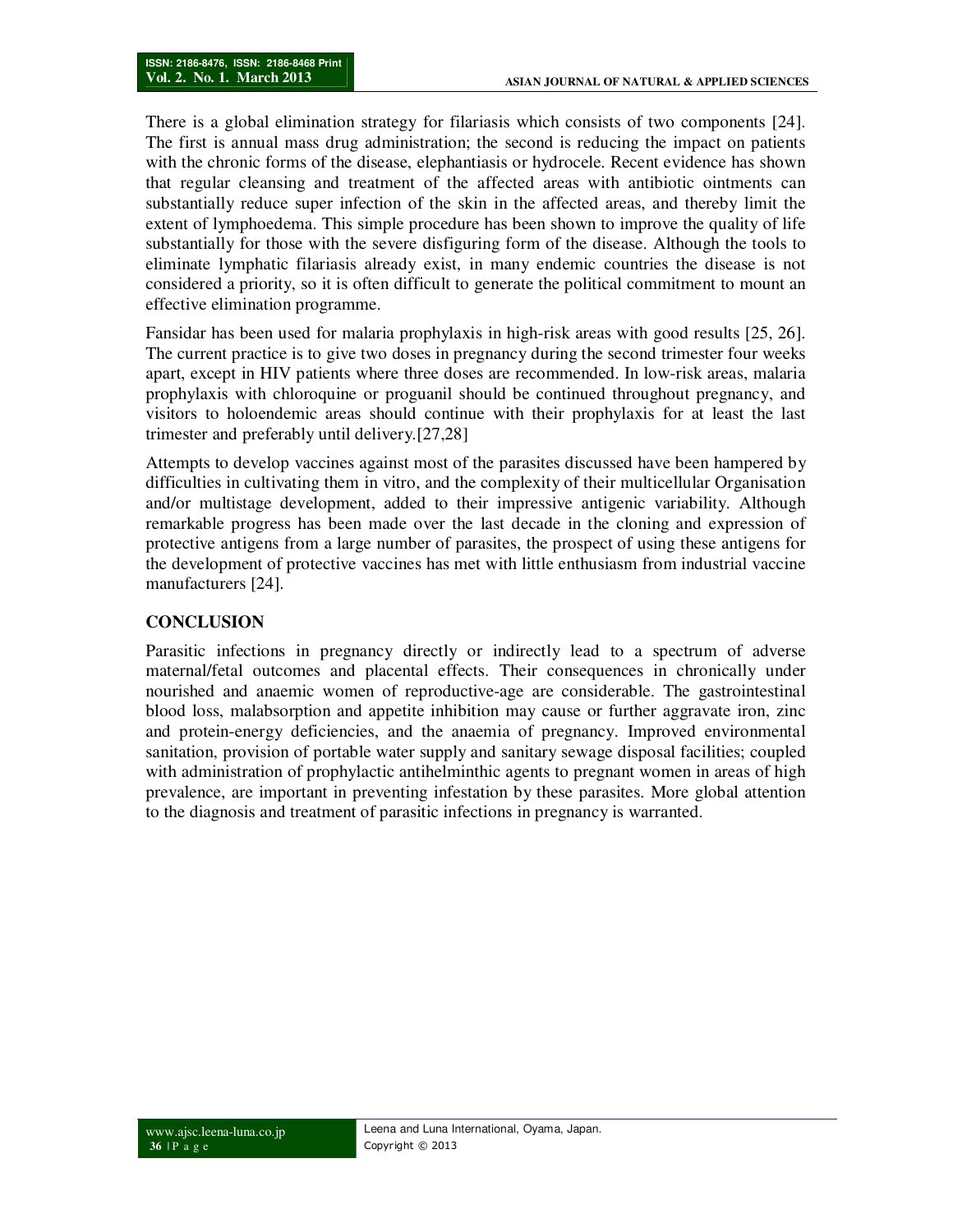There is a global elimination strategy for filariasis which consists of two components [24]. The first is annual mass drug administration; the second is reducing the impact on patients with the chronic forms of the disease, elephantiasis or hydrocele. Recent evidence has shown that regular cleansing and treatment of the affected areas with antibiotic ointments can substantially reduce super infection of the skin in the affected areas, and thereby limit the extent of lymphoedema. This simple procedure has been shown to improve the quality of life substantially for those with the severe disfiguring form of the disease. Although the tools to eliminate lymphatic filariasis already exist, in many endemic countries the disease is not considered a priority, so it is often difficult to generate the political commitment to mount an effective elimination programme.

Fansidar has been used for malaria prophylaxis in high-risk areas with good results [25, 26]. The current practice is to give two doses in pregnancy during the second trimester four weeks apart, except in HIV patients where three doses are recommended. In low-risk areas, malaria prophylaxis with chloroquine or proguanil should be continued throughout pregnancy, and visitors to holoendemic areas should continue with their prophylaxis for at least the last trimester and preferably until delivery.[27,28]

Attempts to develop vaccines against most of the parasites discussed have been hampered by difficulties in cultivating them in vitro, and the complexity of their multicellular Organisation and/or multistage development, added to their impressive antigenic variability. Although remarkable progress has been made over the last decade in the cloning and expression of protective antigens from a large number of parasites, the prospect of using these antigens for the development of protective vaccines has met with little enthusiasm from industrial vaccine manufacturers [24].

## CONCLUSION

Parasitic infections in pregnancy directly or indirectly lead to a spectrum of adverse maternal/fetal outcomes and placental effects. Their consequences in chronically under nourished and anaemic women of reproductive-age are considerable. The gastrointestinal blood loss, malabsorption and appetite inhibition may cause or further aggravate iron, zinc and protein-energy deficiencies, and the anaemia of pregnancy. Improved environmental sanitation, provision of portable water supply and sanitary sewage disposal facilities; coupled with administration of prophylactic antihelminthic agents to pregnant women in areas of high prevalence, are important in preventing infestation by these parasites. More global attention to the diagnosis and treatment of parasitic infections in pregnancy is warranted.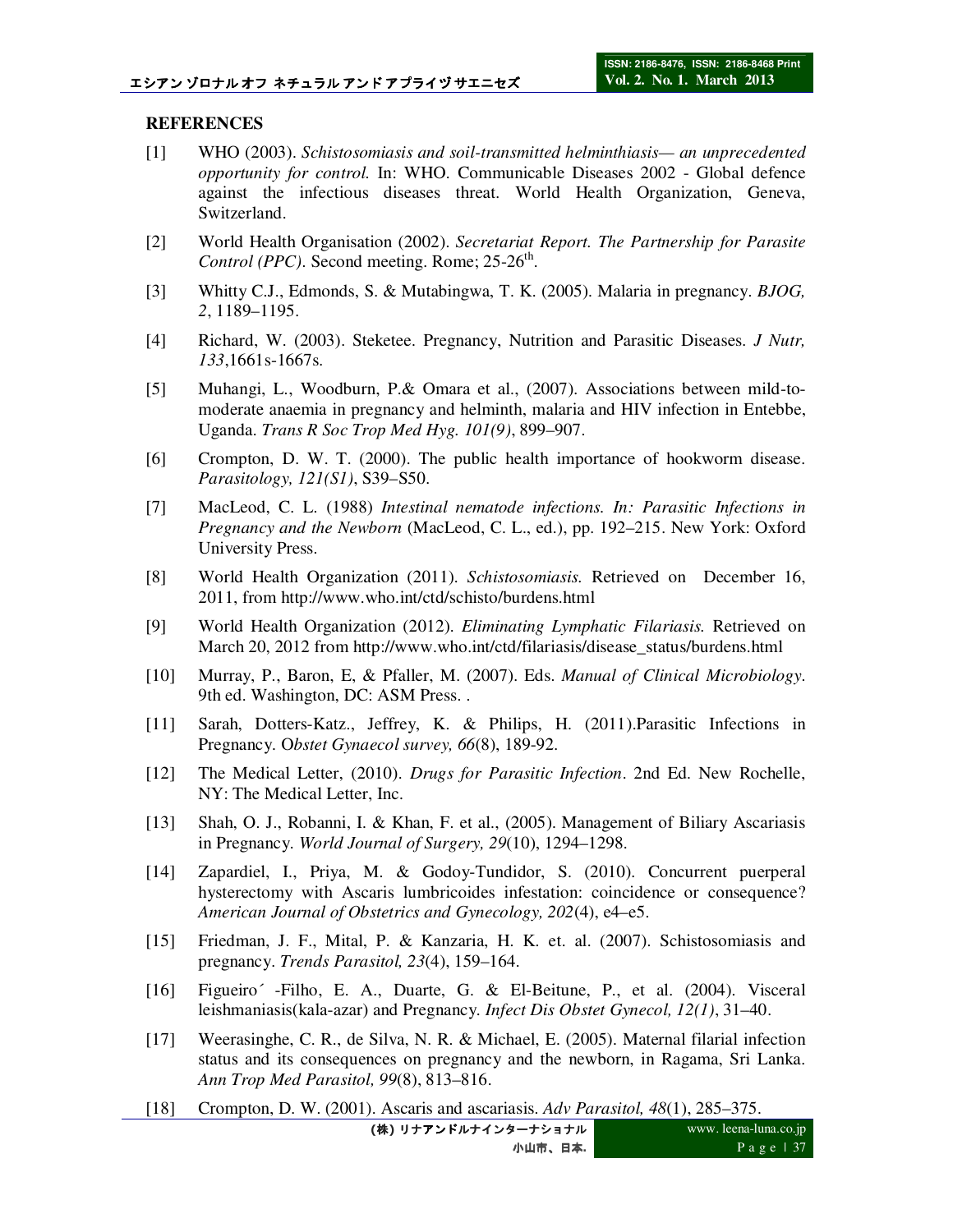## REFERENCES

[1] WHO (2003). *Schistosomiasis and soil-transmitted helminthiasis— an unprecedented opportunity for control.* In: WHO. Communicable Diseases 2002 - Global defence against the infectious diseases threat. World Health Organization, Geneva, Switzerland.

[2] World Health Organisation (2002). *Secretariat Report. The Partnership for Parasite Control (PPC)*. Second meeting. Rome; 25-26th.

[3] Whitty C.J., Edmonds, S. & Mutabingwa, T. K. (2005). Malaria in pregnancy. *BJOG, 2*, 1189–1195.

[4] Richard, W. (2003). Steketee. Pregnancy, Nutrition and Parasitic Diseases. *J Nutr, 133*,1661s-1667s.

[5] Muhangi, L., Woodburn, P.& Omara et al., (2007). Associations between mild-to-moderate anaemia in pregnancy and helminth, malaria and HIV infection in Entebbe, Uganda. *Trans R Soc Trop Med Hyg. 101(9)*, 899–907.

[6] Crompton, D. W. T. (2000). The public health importance of hookworm disease. *Parasitology, 121(S1)*, S39–S50.

[7] MacLeod, C. L. (1988) *Intestinal nematode infections. In: Parasitic Infections in Pregnancy and the Newborn* (MacLeod, C. L., ed.), pp. 192–215. New York: Oxford University Press.

[8] World Health Organization (2011). *Schistosomiasis.* Retrieved on December 16, 2011, from http://www.who.int/ctd/schisto/burdens.html

[9] World Health Organization (2012). *Eliminating Lymphatic Filariasis.* Retrieved on March 20, 2012 from http://www.who.int/ctd/filariasis/disease_status/burdens.html

[10] Murray, P., Baron, E, & Pfaller, M. (2007). Eds. *Manual of Clinical Microbiology.* 9th ed. Washington, DC: ASM Press. .

[11] Sarah, Dotters-Katz., Jeffrey, K. & Philips, H. (2011).Parasitic Infections in Pregnancy. O*bstet Gynaecol survey, 66*(8), 189-92.

[12] The Medical Letter, (2010). *Drugs for Parasitic Infection*. 2nd Ed. New Rochelle, NY: The Medical Letter, Inc.

[13] Shah, O. J., Robanni, I. & Khan, F. et al., (2005). Management of Biliary Ascariasis in Pregnancy. *World Journal of Surgery, 29*(10), 1294–1298.

[14] Zapardiel, I., Priya, M. & Godoy-Tundidor, S. (2010). Concurrent puerperal hysterectomy with Ascaris lumbricoides infestation: coincidence or consequence? *American Journal of Obstetrics and Gynecology, 202*(4), e4–e5.

[15] Friedman, J. F., Mital, P. & Kanzaria, H. K. et. al. (2007). Schistosomiasis and pregnancy. *Trends Parasitol, 23*(4), 159–164.

[16] Figueiro´ -Filho, E. A., Duarte, G. & El-Beitune, P., et al. (2004). Visceral leishmaniasis(kala-azar) and Pregnancy. *Infect Dis Obstet Gynecol, 12(1)*, 31–40.

[17] Weerasinghe, C. R., de Silva, N. R. & Michael, E. (2005). Maternal filarial infection status and its consequences on pregnancy and the newborn, in Ragama, Sri Lanka. *Ann Trop Med Parasitol, 99*(8), 813–816.

[18] Crompton, D. W. (2001). Ascaris and ascariasis. *Adv Parasitol, 48*(1), 285–375.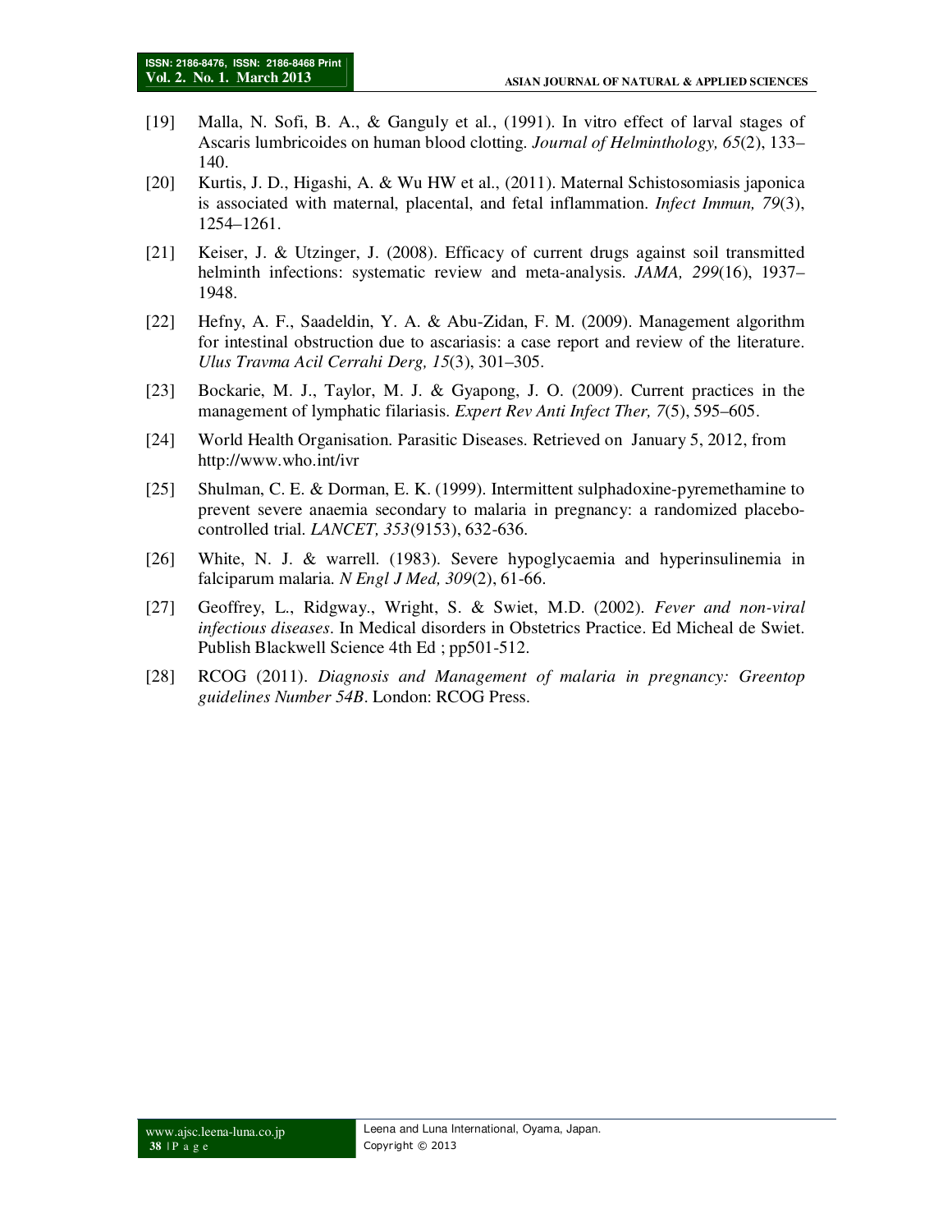[19] Malla, N. Sofi, B. A., & Ganguly et al., (1991). In vitro effect of larval stages of Ascaris lumbricoides on human blood clotting. *Journal of Helminthology, 65*(2), 133–140.

[20] Kurtis, J. D., Higashi, A. & Wu HW et al., (2011). Maternal Schistosomiasis japonica is associated with maternal, placental, and fetal inflammation. *Infect Immun, 79*(3), 1254–1261.

[21] Keiser, J. & Utzinger, J. (2008). Efficacy of current drugs against soil transmitted helminth infections: systematic review and meta-analysis. *JAMA, 299*(16), 1937–1948.

[22] Hefny, A. F., Saadeldin, Y. A. & Abu-Zidan, F. M. (2009). Management algorithm for intestinal obstruction due to ascariasis: a case report and review of the literature. *Ulus Travma Acil Cerrahi Derg, 15*(3), 301–305.

[23] Bockarie, M. J., Taylor, M. J. & Gyapong, J. O. (2009). Current practices in the management of lymphatic filariasis. *Expert Rev Anti Infect Ther, 7*(5), 595–605.

[24] World Health Organisation. Parasitic Diseases. Retrieved on January 5, 2012, from http://www.who.int/ivr

[25] Shulman, C. E. & Dorman, E. K. (1999). Intermittent sulphadoxine-pyremethamine to prevent severe anaemia secondary to malaria in pregnancy: a randomized placebo-controlled trial. *LANCET, 353*(9153), 632-636.

[26] White, N. J. & warrell. (1983). Severe hypoglycaemia and hyperinsulinemia in falciparum malaria. *N Engl J Med, 309*(2), 61-66.

[27] Geoffrey, L., Ridgway., Wright, S. & Swiet, M.D. (2002). *Fever and non-viral infectious diseases*. In Medical disorders in Obstetrics Practice. Ed Micheal de Swiet. Publish Blackwell Science 4th Ed ; pp501-512.

[28] RCOG (2011). *Diagnosis and Management of malaria in pregnancy: Greentop guidelines Number 54B*. London: RCOG Press.